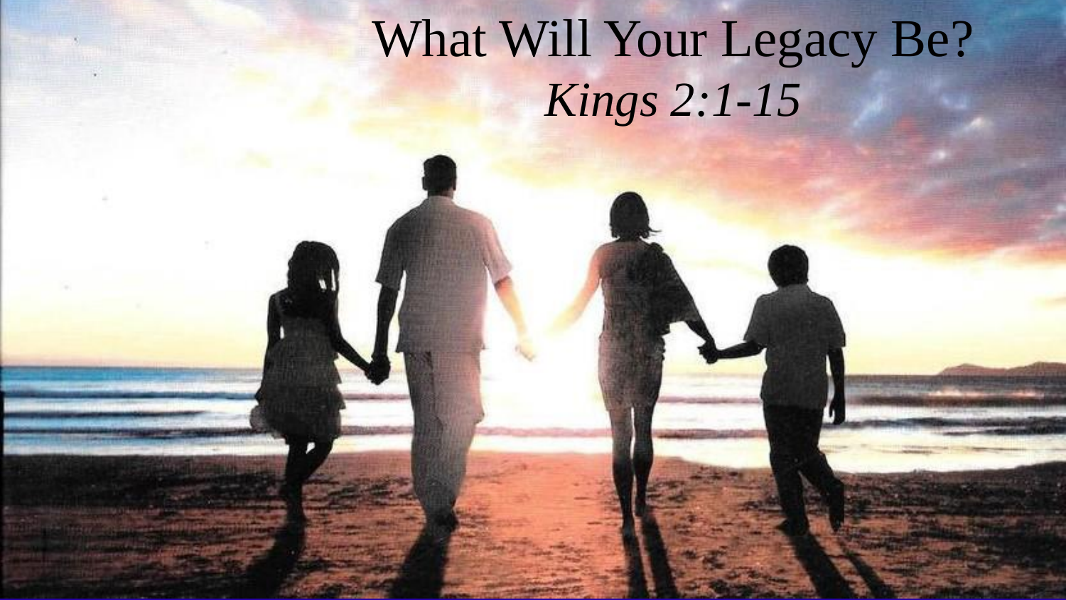# What Will Your Legacy Be?

*Kings 2:1-15*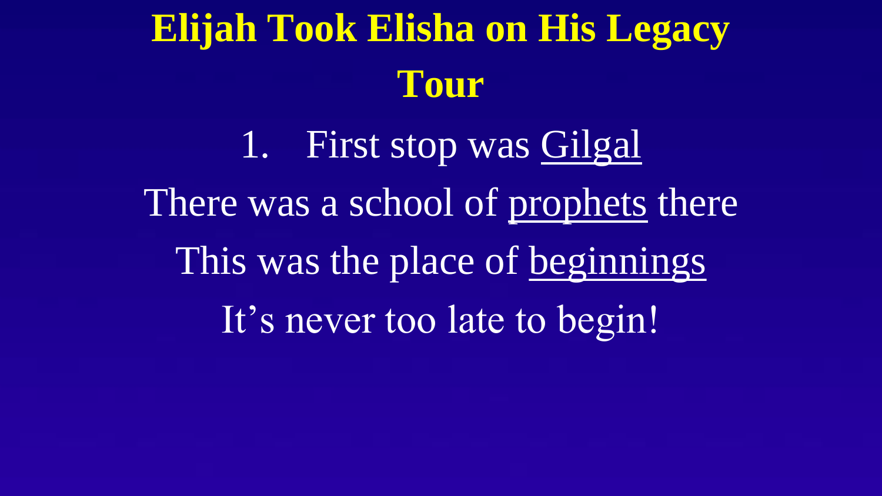# Elijah Took Elisha on His Legacy Tour

1. First stop was <u>Gilgal</u>

There was a school of <u>prophets</u> there

This was the place of <u>beginnings</u>

It's never too late to begin!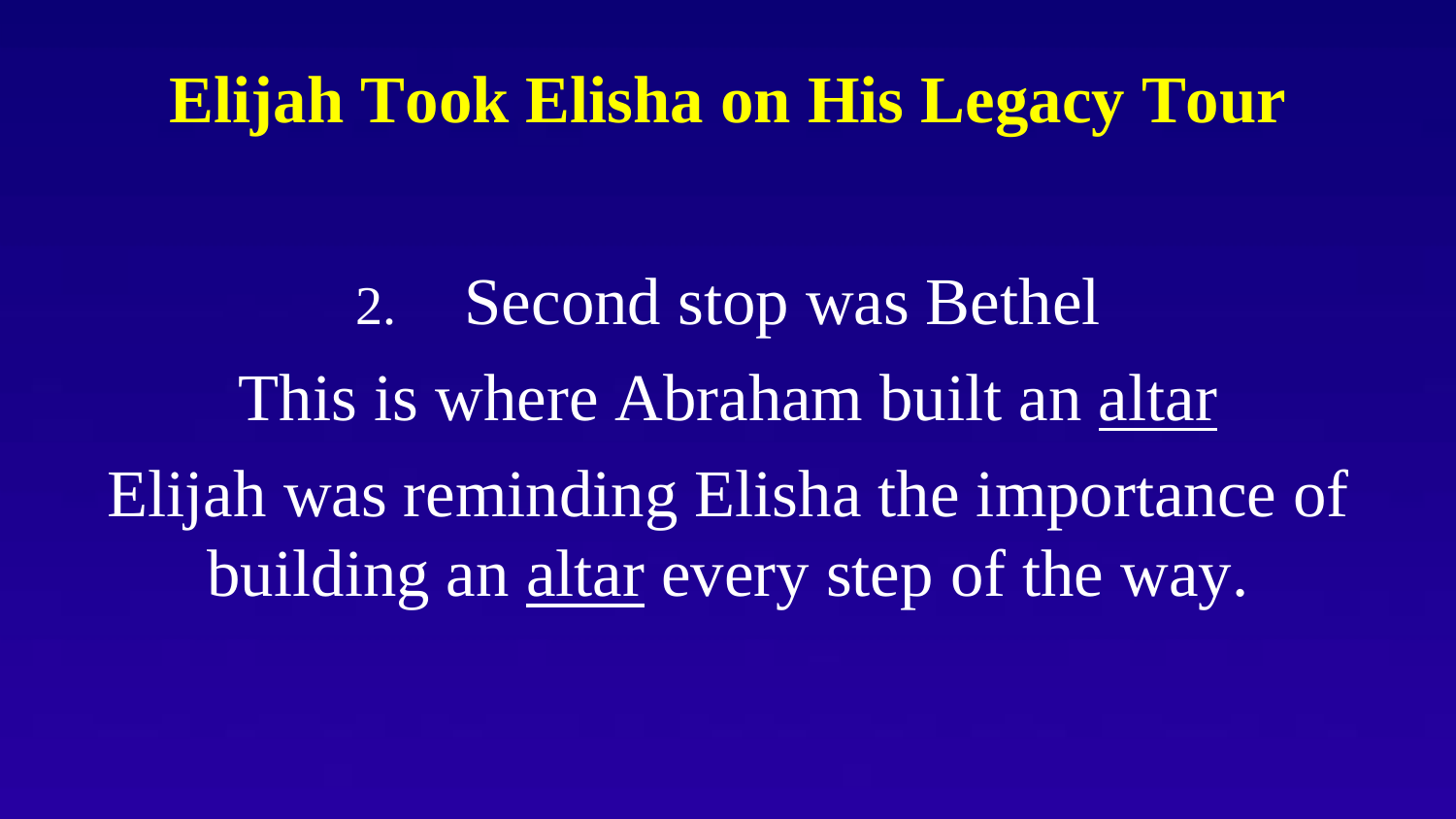# Elijah Took Elisha on His Legacy Tour

2. Second stop was Bethel

This is where Abraham built an altar

Elijah was reminding Elisha the importance of building an altar every step of the way.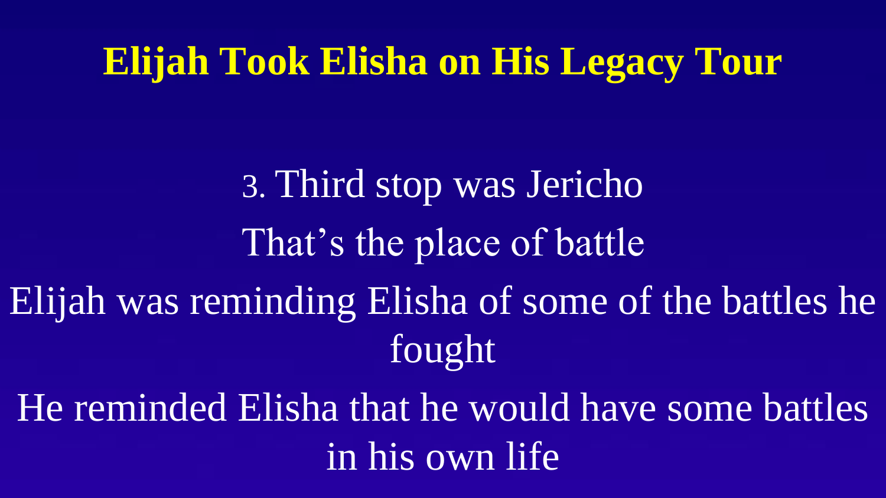# Elijah Took Elisha on His Legacy Tour

3. Third stop was Jericho

That's the place of battle

Elijah was reminding Elisha of some of the battles he fought

He reminded Elisha that he would have some battles in his own life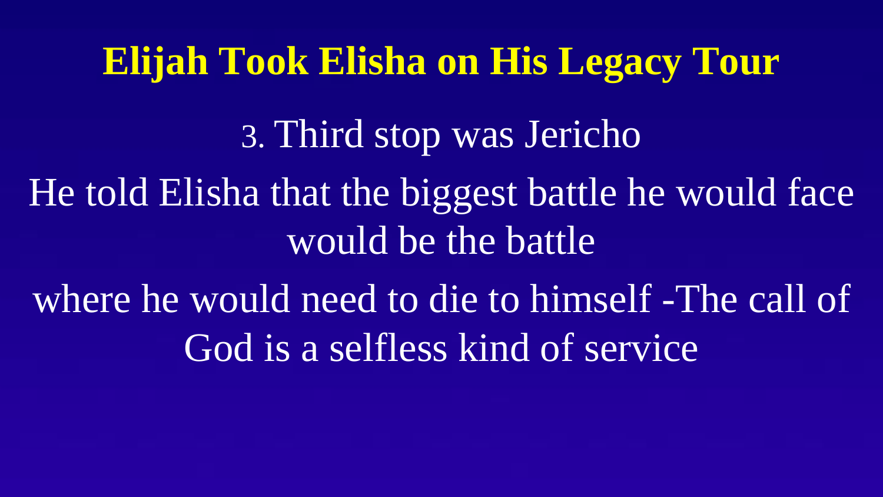# Elijah Took Elisha on His Legacy Tour

3. Third stop was Jericho

He told Elisha that the biggest battle he would face would be the battle

where he would need to die to himself -The call of God is a selfless kind of service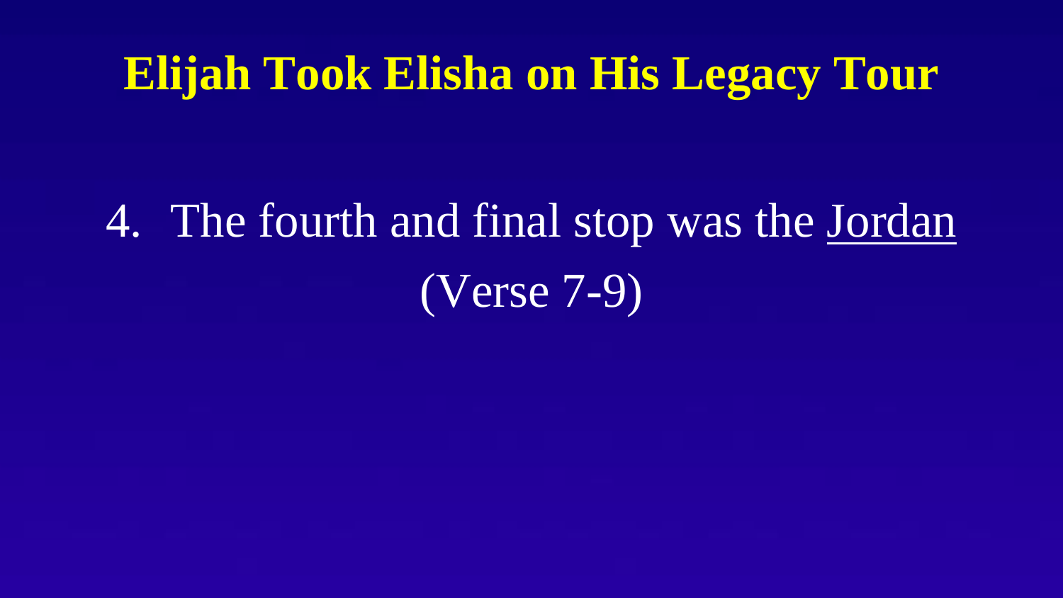# Elijah Took Elisha on His Legacy Tour

4. The fourth and final stop was the Jordan (Verse 7-9)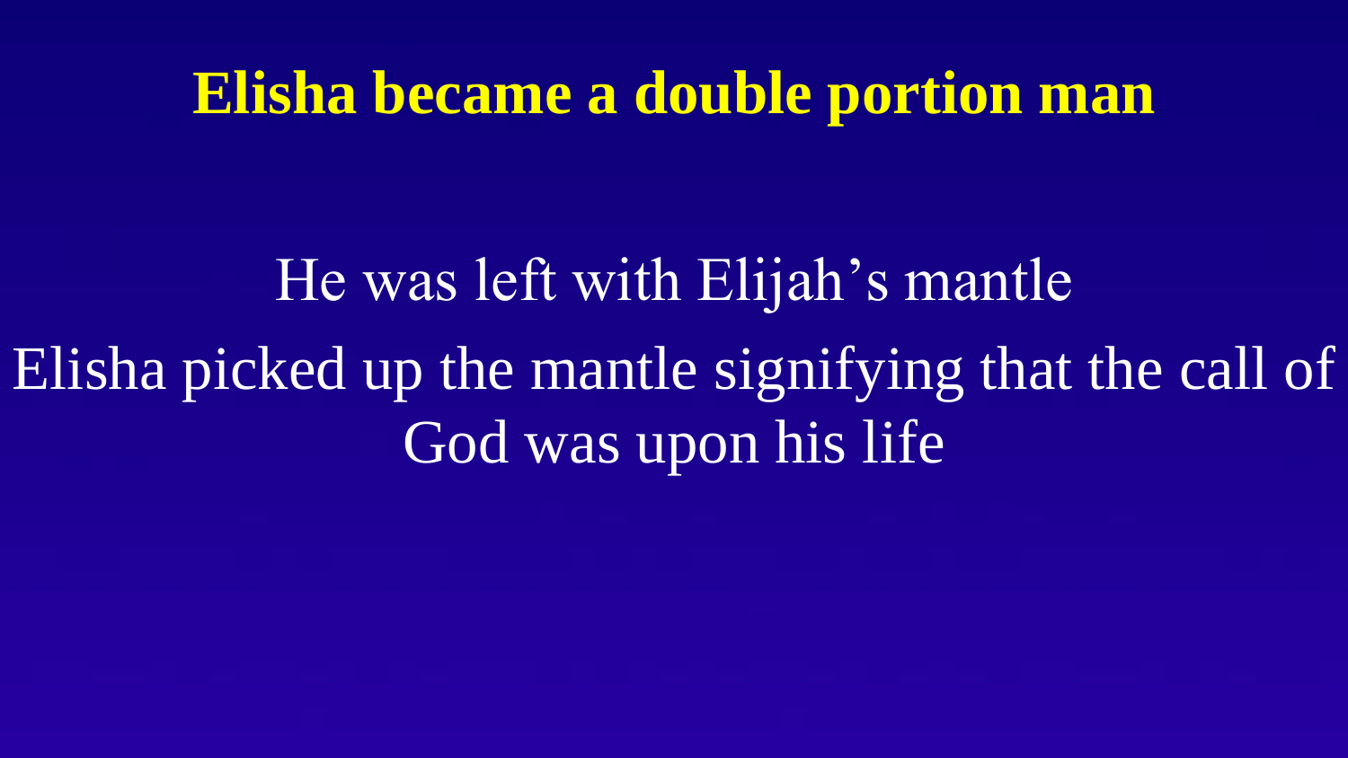# Elisha became a double portion man

He was left with Elijah's mantle

Elisha picked up the mantle signifying that the call of God was upon his life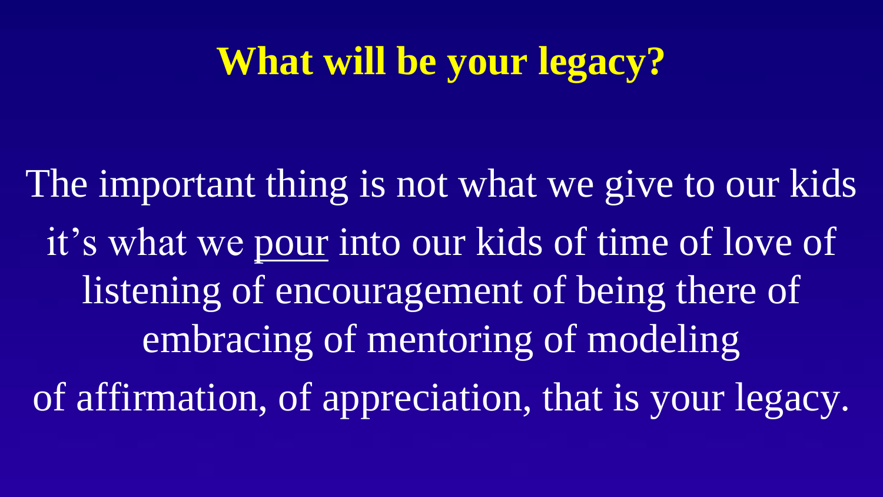# What will be your legacy?

The important thing is not what we give to our kids it's what we <u>pour</u> into our kids of time of love of listening of encouragement of being there of embracing of mentoring of modeling of affirmation, of appreciation, that is your legacy.